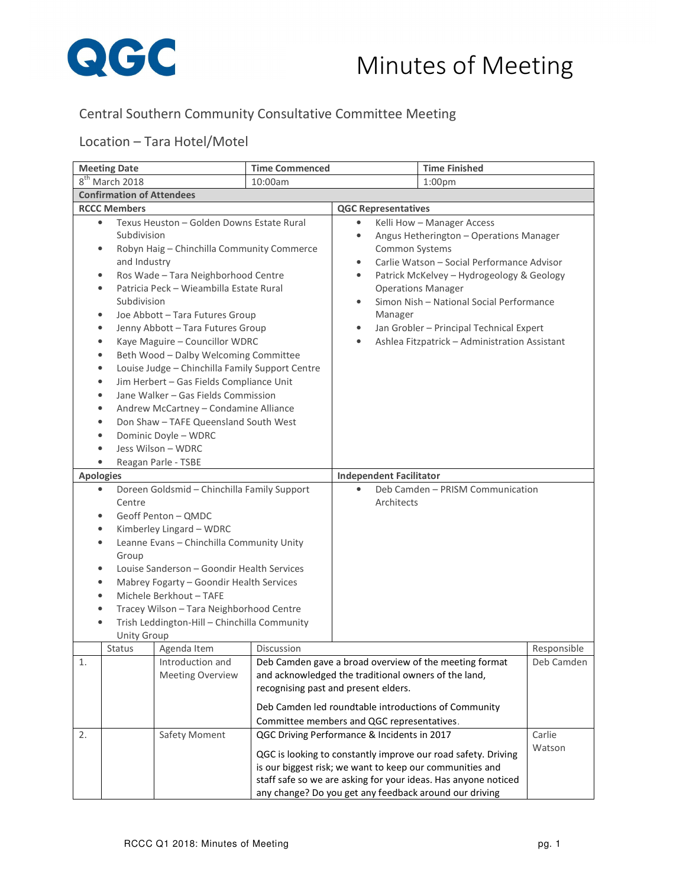QGC

# Minutes of Meeting

## Central Southern Community Consultative Committee Meeting

## Location – Tara Hotel/Motel

| Meeting Date | Time Commenced | Time Finished |
|---|---|---|
| 8th March 2018 | 10:00am | 1:00pm |

**Confirmation of Attendees**

| RCCC Members | QGC Representatives |
|---|---|
| • Texus Heuston – Golden Downs Estate Rural Subdivision<br>• Robyn Haig – Chinchilla Community Commerce and Industry<br>• Ros Wade – Tara Neighborhood Centre<br>• Patricia Peck – Wieambilla Estate Rural Subdivision<br>• Joe Abbott – Tara Futures Group<br>• Jenny Abbott – Tara Futures Group<br>• Kaye Maguire – Councillor WDRC<br>• Beth Wood – Dalby Welcoming Committee<br>• Louise Judge – Chinchilla Family Support Centre<br>• Jim Herbert – Gas Fields Compliance Unit<br>• Jane Walker – Gas Fields Commission<br>• Andrew McCartney – Condamine Alliance<br>• Don Shaw – TAFE Queensland South West<br>• Dominic Doyle – WDRC<br>• Jess Wilson – WDRC<br>• Reagan Parle - TSBE | • Kelli How – Manager Access<br>• Angus Hetherington – Operations Manager Common Systems<br>• Carlie Watson – Social Performance Advisor<br>• Patrick McKelvey – Hydrogeology & Geology Operations Manager<br>• Simon Nish – National Social Performance Manager<br>• Jan Grobler – Principal Technical Expert<br>• Ashlea Fitzpatrick – Administration Assistant |

| Apologies | Independent Facilitator |
|---|---|
| • Doreen Goldsmid – Chinchilla Family Support Centre<br>• Geoff Penton – QMDC<br>• Kimberley Lingard – WDRC<br>• Leanne Evans – Chinchilla Community Unity Group<br>• Louise Sanderson – Goondir Health Services<br>• Mabrey Fogarty – Goondir Health Services<br>• Michele Berkhout – TAFE<br>• Tracey Wilson – Tara Neighborhood Centre<br>• Trish Leddington-Hill – Chinchilla Community Unity Group | • Deb Camden – PRISM Communication Architects |

| | Status | Agenda Item | Discussion | Responsible |
|---|---|---|---|---|
| 1. | | Introduction and Meeting Overview | Deb Camden gave a broad overview of the meeting format and acknowledged the traditional owners of the land, recognising past and present elders.<br><br>Deb Camden led roundtable introductions of Community Committee members and QGC representatives. | Deb Camden |
| 2. | | Safety Moment | QGC Driving Performance & Incidents in 2017<br><br>QGC is looking to constantly improve our road safety. Driving is our biggest risk; we want to keep our communities and staff safe so we are asking for your ideas. Has anyone noticed any change? Do you get any feedback around our driving | Carlie Watson |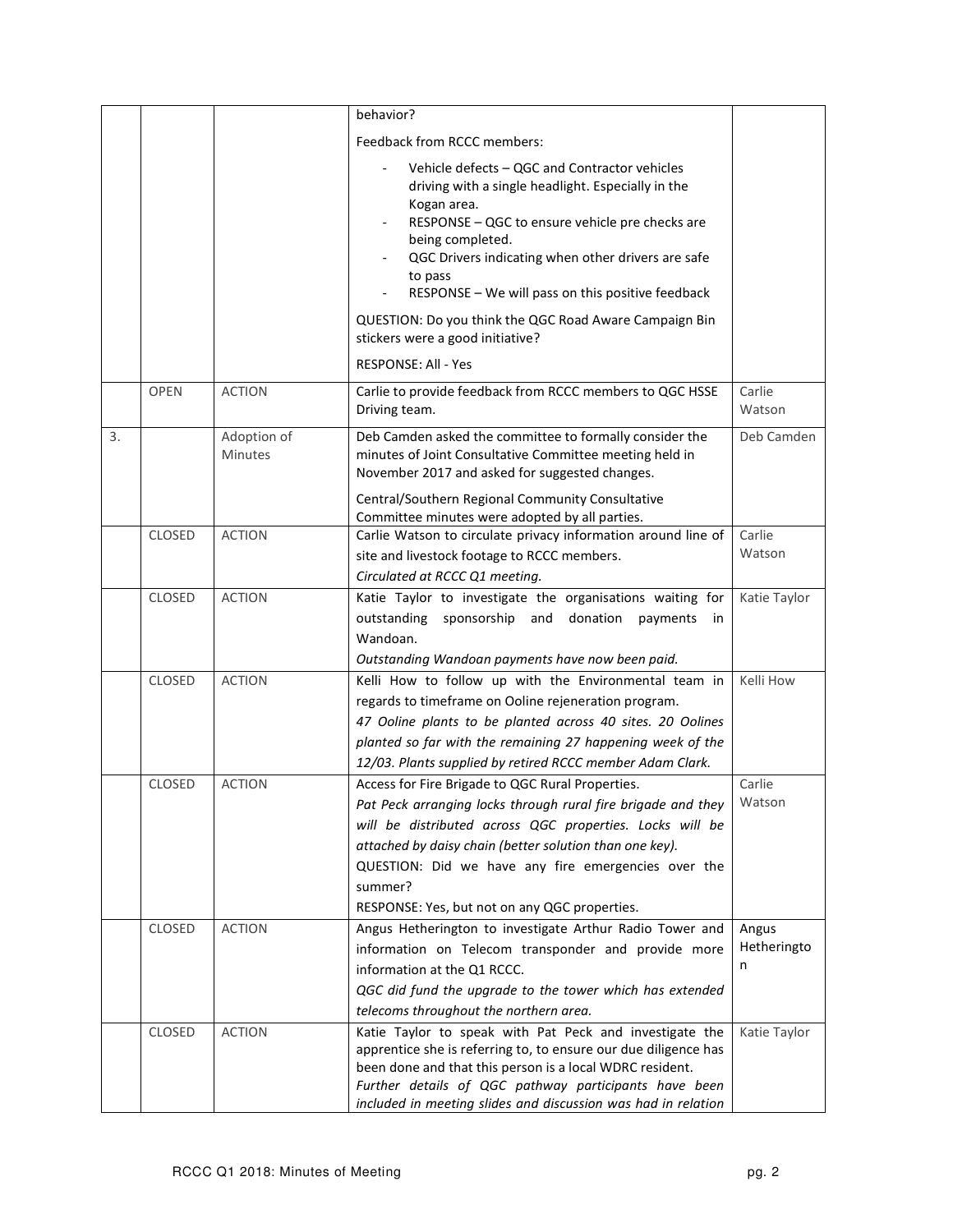| | | | | |
|---|---|---|---|---|
| | | | behavior?<br><br>Feedback from RCCC members:<br><br>- Vehicle defects – QGC and Contractor vehicles driving with a single headlight. Especially in the Kogan area.<br>- RESPONSE – QGC to ensure vehicle pre checks are being completed.<br>- QGC Drivers indicating when other drivers are safe to pass<br>- RESPONSE – We will pass on this positive feedback<br><br>QUESTION: Do you think the QGC Road Aware Campaign Bin stickers were a good initiative?<br><br>RESPONSE: All - Yes | |
| | OPEN | ACTION | Carlie to provide feedback from RCCC members to QGC HSSE Driving team. | Carlie Watson |
| 3. | | Adoption of Minutes | Deb Camden asked the committee to formally consider the minutes of Joint Consultative Committee meeting held in November 2017 and asked for suggested changes.<br><br>Central/Southern Regional Community Consultative Committee minutes were adopted by all parties. | Deb Camden |
| | CLOSED | ACTION | Carlie Watson to circulate privacy information around line of site and livestock footage to RCCC members.<br>*Circulated at RCCC Q1 meeting.* | Carlie Watson |
| | CLOSED | ACTION | Katie Taylor to investigate the organisations waiting for outstanding sponsorship and donation payments in Wandoan.<br>*Outstanding Wandoan payments have now been paid.* | Katie Taylor |
| | CLOSED | ACTION | Kelli How to follow up with the Environmental team in regards to timeframe on Ooline rejeneration program.<br>*47 Ooline plants to be planted across 40 sites. 20 Oolines planted so far with the remaining 27 happening week of the 12/03. Plants supplied by retired RCCC member Adam Clark.* | Kelli How |
| | CLOSED | ACTION | Access for Fire Brigade to QGC Rural Properties.<br>*Pat Peck arranging locks through rural fire brigade and they will be distributed across QGC properties. Locks will be attached by daisy chain (better solution than one key).*<br>QUESTION: Did we have any fire emergencies over the summer?<br>RESPONSE: Yes, but not on any QGC properties. | Carlie Watson |
| | CLOSED | ACTION | Angus Hetherington to investigate Arthur Radio Tower and information on Telecom transponder and provide more information at the Q1 RCCC.<br>*QGC did fund the upgrade to the tower which has extended telecoms throughout the northern area.* | Angus Hetherington |
| | CLOSED | ACTION | Katie Taylor to speak with Pat Peck and investigate the apprentice she is referring to, to ensure our due diligence has been done and that this person is a local WDRC resident.<br>*Further details of QGC pathway participants have been included in meeting slides and discussion was had in relation* | Katie Taylor |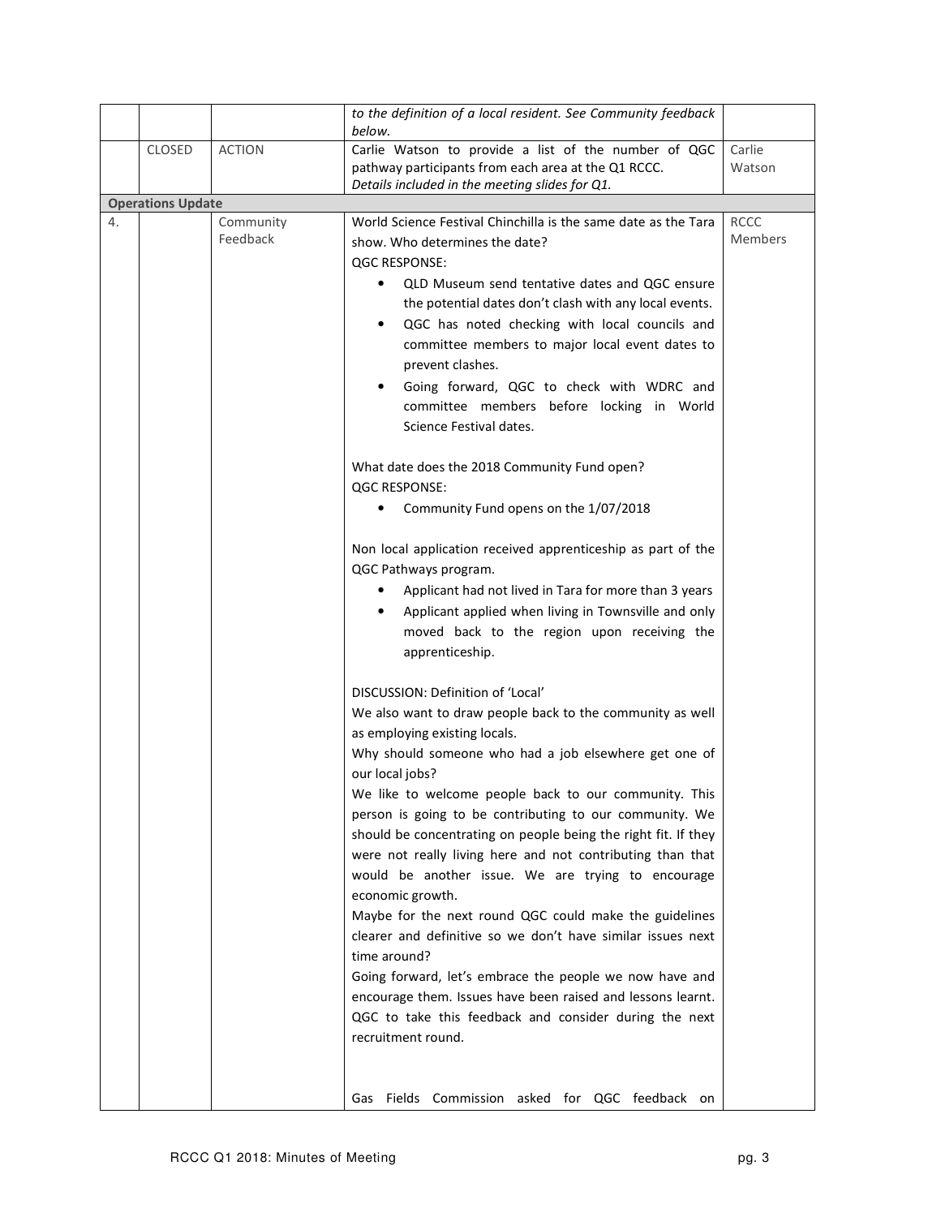| | | | | |
|---|---|---|---|---|
| | | | *to the definition of a local resident. See Community feedback below.* | |
| | CLOSED | ACTION | Carlie Watson to provide a list of the number of QGC pathway participants from each area at the Q1 RCCC.<br>*Details included in the meeting slides for Q1.* | Carlie Watson |
| **Operations Update** | | | | |
| 4. | | Community Feedback | World Science Festival Chinchilla is the same date as the Tara show. Who determines the date?<br>QGC RESPONSE:<br>• QLD Museum send tentative dates and QGC ensure the potential dates don't clash with any local events.<br>• QGC has noted checking with local councils and committee members to major local event dates to prevent clashes.<br>• Going forward, QGC to check with WDRC and committee members before locking in World Science Festival dates.<br><br>What date does the 2018 Community Fund open?<br>QGC RESPONSE:<br>• Community Fund opens on the 1/07/2018<br><br>Non local application received apprenticeship as part of the QGC Pathways program.<br>• Applicant had not lived in Tara for more than 3 years<br>• Applicant applied when living in Townsville and only moved back to the region upon receiving the apprenticeship.<br><br>DISCUSSION: Definition of 'Local'<br>We also want to draw people back to the community as well as employing existing locals.<br>Why should someone who had a job elsewhere get one of our local jobs?<br>We like to welcome people back to our community. This person is going to be contributing to our community. We should be concentrating on people being the right fit. If they were not really living here and not contributing than that would be another issue. We are trying to encourage economic growth.<br>Maybe for the next round QGC could make the guidelines clearer and definitive so we don't have similar issues next time around?<br>Going forward, let's embrace the people we now have and encourage them. Issues have been raised and lessons learnt. QGC to take this feedback and consider during the next recruitment round.<br><br>Gas Fields Commission asked for QGC feedback on | RCCC Members |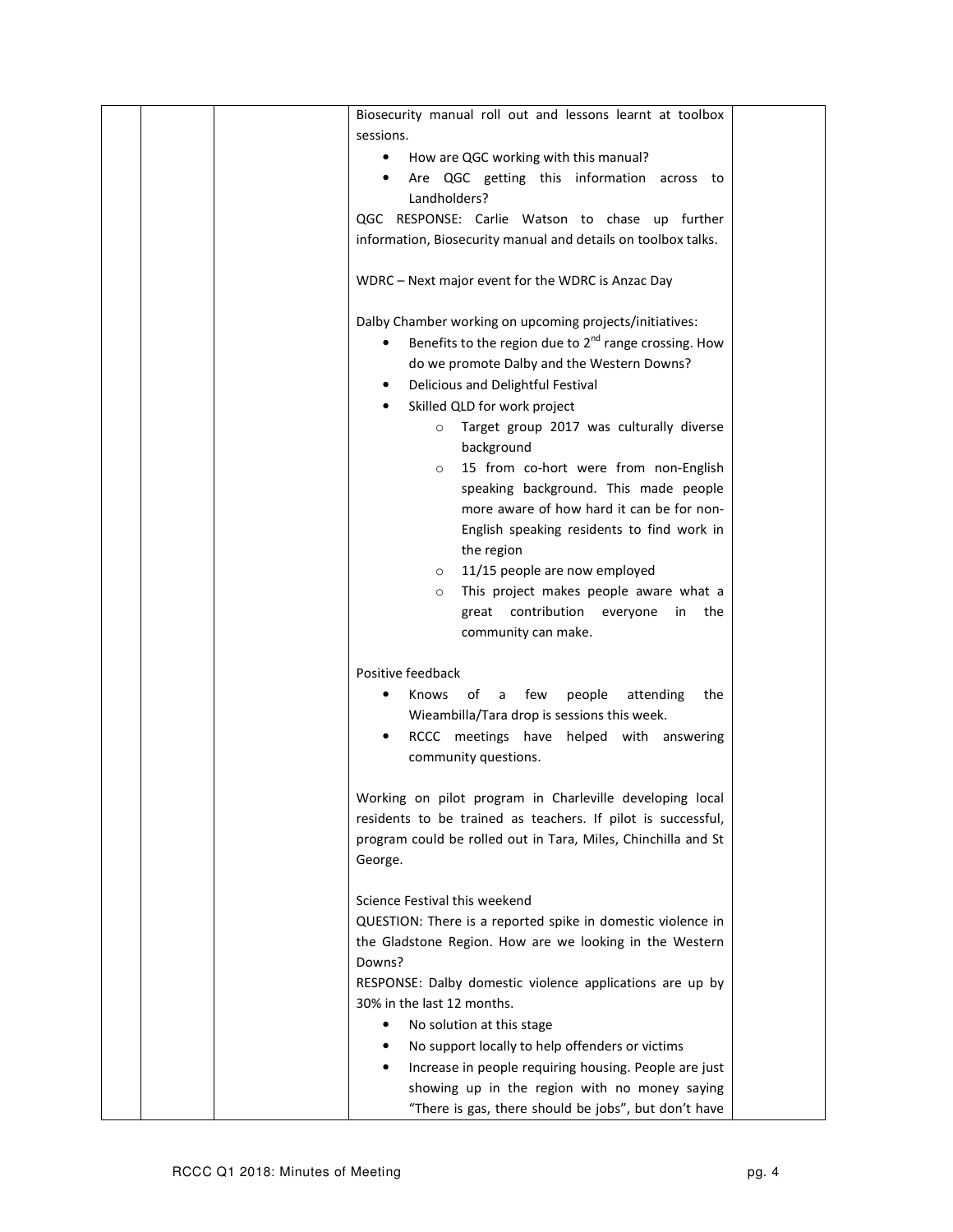| | | | | |
|---|---|---|---|---|
| | | | Biosecurity manual roll out and lessons learnt at toolbox sessions.<br>• How are QGC working with this manual?<br>• Are QGC getting this information across to Landholders?<br>QGC RESPONSE: Carlie Watson to chase up further information, Biosecurity manual and details on toolbox talks.<br><br>WDRC – Next major event for the WDRC is Anzac Day<br><br>Dalby Chamber working on upcoming projects/initiatives:<br>• Benefits to the region due to 2nd range crossing. How do we promote Dalby and the Western Downs?<br>• Delicious and Delightful Festival<br>• Skilled QLD for work project<br>&nbsp;&nbsp;&nbsp;&nbsp;○ Target group 2017 was culturally diverse background<br>&nbsp;&nbsp;&nbsp;&nbsp;○ 15 from co-hort were from non-English speaking background. This made people more aware of how hard it can be for non-English speaking residents to find work in the region<br>&nbsp;&nbsp;&nbsp;&nbsp;○ 11/15 people are now employed<br>&nbsp;&nbsp;&nbsp;&nbsp;○ This project makes people aware what a great contribution everyone in the community can make.<br><br>Positive feedback<br>• Knows of a few people attending the Wieambilla/Tara drop is sessions this week.<br>• RCCC meetings have helped with answering community questions.<br><br>Working on pilot program in Charleville developing local residents to be trained as teachers. If pilot is successful, program could be rolled out in Tara, Miles, Chinchilla and St George.<br><br>Science Festival this weekend<br>QUESTION: There is a reported spike in domestic violence in the Gladstone Region. How are we looking in the Western Downs?<br>RESPONSE: Dalby domestic violence applications are up by 30% in the last 12 months.<br>• No solution at this stage<br>• No support locally to help offenders or victims<br>• Increase in people requiring housing. People are just showing up in the region with no money saying "There is gas, there should be jobs", but don't have | |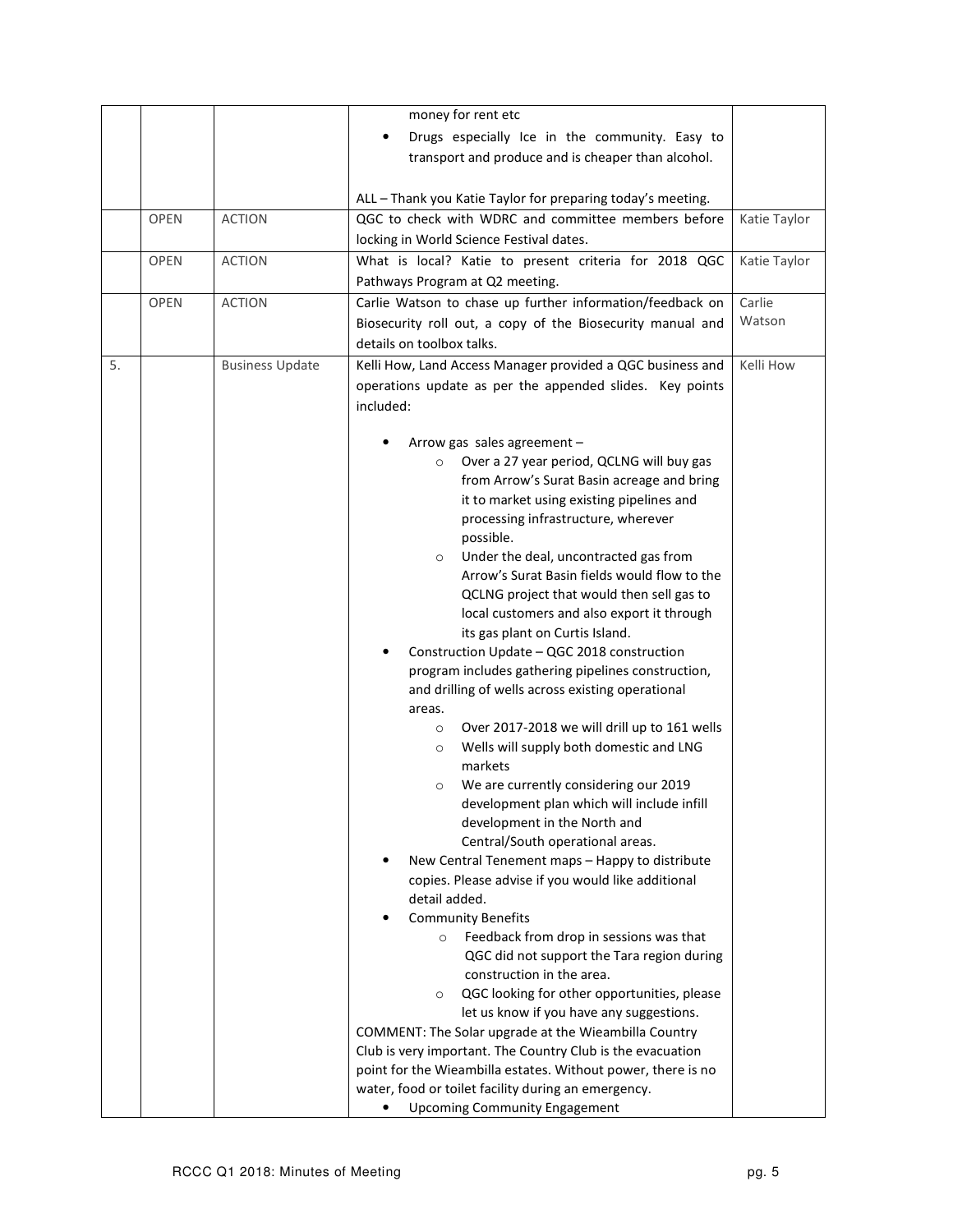| | | | | |
|---|---|---|---|---|
| | | | money for rent etc<br>• Drugs especially Ice in the community. Easy to transport and produce and is cheaper than alcohol.<br><br>ALL – Thank you Katie Taylor for preparing today's meeting. | |
| | OPEN | ACTION | QGC to check with WDRC and committee members before locking in World Science Festival dates. | Katie Taylor |
| | OPEN | ACTION | What is local? Katie to present criteria for 2018 QGC Pathways Program at Q2 meeting. | Katie Taylor |
| | OPEN | ACTION | Carlie Watson to chase up further information/feedback on Biosecurity roll out, a copy of the Biosecurity manual and details on toolbox talks. | Carlie Watson |
| 5. | | Business Update | Kelli How, Land Access Manager provided a QGC business and operations update as per the appended slides. Key points included:<br><br>• Arrow gas sales agreement –<br>  ○ Over a 27 year period, QCLNG will buy gas from Arrow's Surat Basin acreage and bring it to market using existing pipelines and processing infrastructure, wherever possible.<br>  ○ Under the deal, uncontracted gas from Arrow's Surat Basin fields would flow to the QCLNG project that would then sell gas to local customers and also export it through its gas plant on Curtis Island.<br>• Construction Update – QGC 2018 construction program includes gathering pipelines construction, and drilling of wells across existing operational areas.<br>  ○ Over 2017-2018 we will drill up to 161 wells<br>  ○ Wells will supply both domestic and LNG markets<br>  ○ We are currently considering our 2019 development plan which will include infill development in the North and Central/South operational areas.<br>• New Central Tenement maps – Happy to distribute copies. Please advise if you would like additional detail added.<br>• Community Benefits<br>  ○ Feedback from drop in sessions was that QGC did not support the Tara region during construction in the area.<br>  ○ QGC looking for other opportunities, please let us know if you have any suggestions.<br>COMMENT: The Solar upgrade at the Wieambilla Country Club is very important. The Country Club is the evacuation point for the Wieambilla estates. Without power, there is no water, food or toilet facility during an emergency.<br>• Upcoming Community Engagement | Kelli How |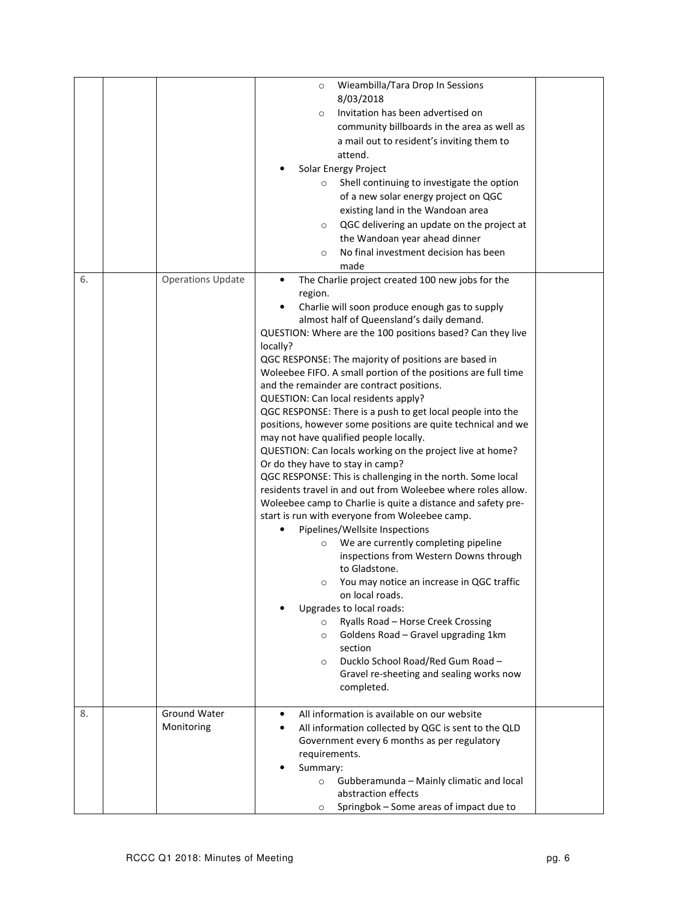| | | | | |
|---|---|---|---|---|
| | | | ◦ Wieambilla/Tara Drop In Sessions 8/03/2018<br>◦ Invitation has been advertised on community billboards in the area as well as a mail out to resident's inviting them to attend.<br>• Solar Energy Project<br>◦ Shell continuing to investigate the option of a new solar energy project on QGC existing land in the Wandoan area<br>◦ QGC delivering an update on the project at the Wandoan year ahead dinner<br>◦ No final investment decision has been made | |
| 6. | | Operations Update | • The Charlie project created 100 new jobs for the region.<br>• Charlie will soon produce enough gas to supply almost half of Queensland's daily demand.<br>QUESTION: Where are the 100 positions based? Can they live locally?<br>QGC RESPONSE: The majority of positions are based in Woleebee FIFO. A small portion of the positions are full time and the remainder are contract positions.<br>QUESTION: Can local residents apply?<br>QGC RESPONSE: There is a push to get local people into the positions, however some positions are quite technical and we may not have qualified people locally.<br>QUESTION: Can locals working on the project live at home? Or do they have to stay in camp?<br>QGC RESPONSE: This is challenging in the north. Some local residents travel in and out from Woleebee where roles allow. Woleebee camp to Charlie is quite a distance and safety pre-start is run with everyone from Woleebee camp.<br>• Pipelines/Wellsite Inspections<br>◦ We are currently completing pipeline inspections from Western Downs through to Gladstone.<br>◦ You may notice an increase in QGC traffic on local roads.<br>• Upgrades to local roads:<br>◦ Ryalls Road – Horse Creek Crossing<br>◦ Goldens Road – Gravel upgrading 1km section<br>◦ Ducklo School Road/Red Gum Road – Gravel re-sheeting and sealing works now completed. | |
| 8. | | Ground Water Monitoring | • All information is available on our website<br>• All information collected by QGC is sent to the QLD Government every 6 months as per regulatory requirements.<br>• Summary:<br>◦ Gubberamunda – Mainly climatic and local abstraction effects<br>◦ Springbok – Some areas of impact due to | |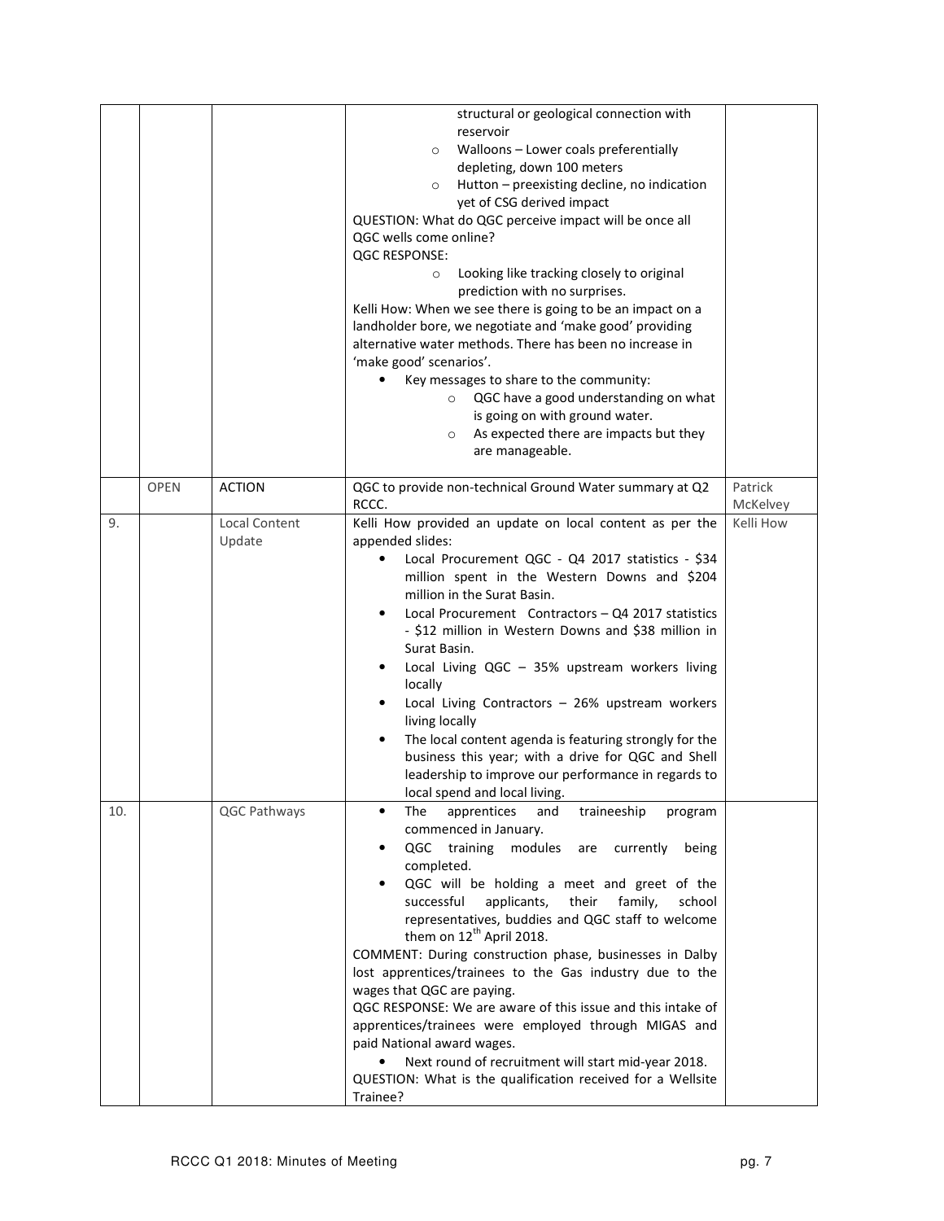| | | | | |
|---|---|---|---|---|
| | | | structural or geological connection with reservoir<br>◦ Walloons – Lower coals preferentially depleting, down 100 meters<br>◦ Hutton – preexisting decline, no indication yet of CSG derived impact<br>QUESTION: What do QGC perceive impact will be once all QGC wells come online?<br>QGC RESPONSE:<br>◦ Looking like tracking closely to original prediction with no surprises.<br>Kelli How: When we see there is going to be an impact on a landholder bore, we negotiate and 'make good' providing alternative water methods. There has been no increase in 'make good' scenarios'.<br>• Key messages to share to the community:<br>◦ QGC have a good understanding on what is going on with ground water.<br>◦ As expected there are impacts but they are manageable. | |
| | OPEN | ACTION | QGC to provide non-technical Ground Water summary at Q2 RCCC. | Patrick McKelvey |
| 9. | | Local Content Update | Kelli How provided an update on local content as per the appended slides:<br>• Local Procurement QGC - Q4 2017 statistics - $34 million spent in the Western Downs and $204 million in the Surat Basin.<br>• Local Procurement Contractors – Q4 2017 statistics - $12 million in Western Downs and $38 million in Surat Basin.<br>• Local Living QGC – 35% upstream workers living locally<br>• Local Living Contractors – 26% upstream workers living locally<br>• The local content agenda is featuring strongly for the business this year; with a drive for QGC and Shell leadership to improve our performance in regards to local spend and local living. | Kelli How |
| 10. | | QGC Pathways | • The apprentices and traineeship program commenced in January.<br>• QGC training modules are currently being completed.<br>• QGC will be holding a meet and greet of the successful applicants, their family, school representatives, buddies and QGC staff to welcome them on 12th April 2018.<br>COMMENT: During construction phase, businesses in Dalby lost apprentices/trainees to the Gas industry due to the wages that QGC are paying.<br>QGC RESPONSE: We are aware of this issue and this intake of apprentices/trainees were employed through MIGAS and paid National award wages.<br>• Next round of recruitment will start mid-year 2018.<br>QUESTION: What is the qualification received for a Wellsite Trainee? | |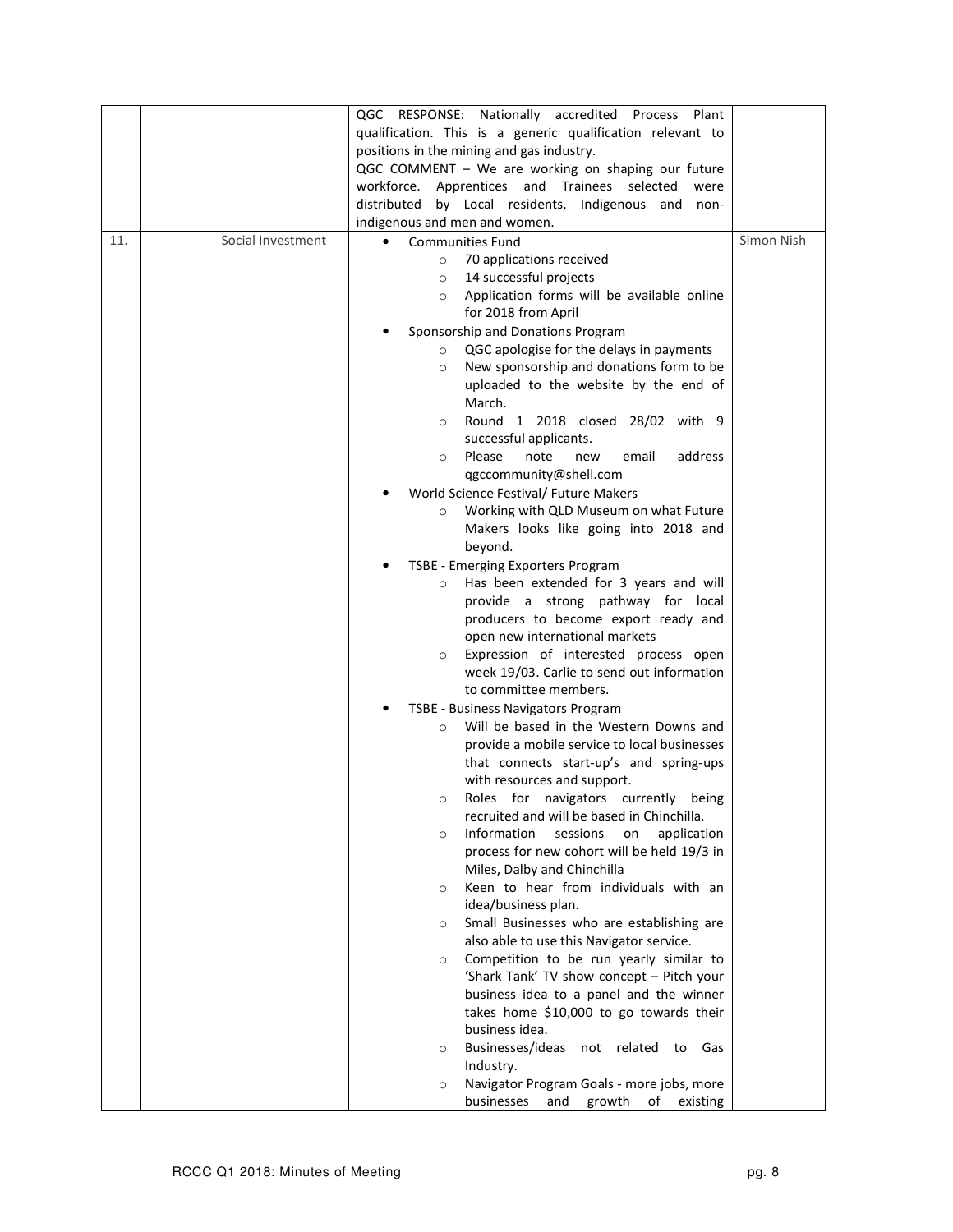| | | | | |
|---|---|---|---|---|
| | | | QGC RESPONSE: Nationally accredited Process Plant qualification. This is a generic qualification relevant to positions in the mining and gas industry.<br>QGC COMMENT – We are working on shaping our future workforce. Apprentices and Trainees selected were distributed by Local residents, Indigenous and non-indigenous and men and women. | |
| 11. | | Social Investment | • Communities Fund<br>&nbsp;&nbsp;○ 70 applications received<br>&nbsp;&nbsp;○ 14 successful projects<br>&nbsp;&nbsp;○ Application forms will be available online for 2018 from April<br>• Sponsorship and Donations Program<br>&nbsp;&nbsp;○ QGC apologise for the delays in payments<br>&nbsp;&nbsp;○ New sponsorship and donations form to be uploaded to the website by the end of March.<br>&nbsp;&nbsp;○ Round 1 2018 closed 28/02 with 9 successful applicants.<br>&nbsp;&nbsp;○ Please note new email address qgccommunity@shell.com<br>• World Science Festival/ Future Makers<br>&nbsp;&nbsp;○ Working with QLD Museum on what Future Makers looks like going into 2018 and beyond.<br>• TSBE - Emerging Exporters Program<br>&nbsp;&nbsp;○ Has been extended for 3 years and will provide a strong pathway for local producers to become export ready and open new international markets<br>&nbsp;&nbsp;○ Expression of interested process open week 19/03. Carlie to send out information to committee members.<br>• TSBE - Business Navigators Program<br>&nbsp;&nbsp;○ Will be based in the Western Downs and provide a mobile service to local businesses that connects start-up's and spring-ups with resources and support.<br>&nbsp;&nbsp;○ Roles for navigators currently being recruited and will be based in Chinchilla.<br>&nbsp;&nbsp;○ Information sessions on application process for new cohort will be held 19/3 in Miles, Dalby and Chinchilla<br>&nbsp;&nbsp;○ Keen to hear from individuals with an idea/business plan.<br>&nbsp;&nbsp;○ Small Businesses who are establishing are also able to use this Navigator service.<br>&nbsp;&nbsp;○ Competition to be run yearly similar to 'Shark Tank' TV show concept – Pitch your business idea to a panel and the winner takes home $10,000 to go towards their business idea.<br>&nbsp;&nbsp;○ Businesses/ideas not related to Gas Industry.<br>&nbsp;&nbsp;○ Navigator Program Goals - more jobs, more businesses and growth of existing | Simon Nish |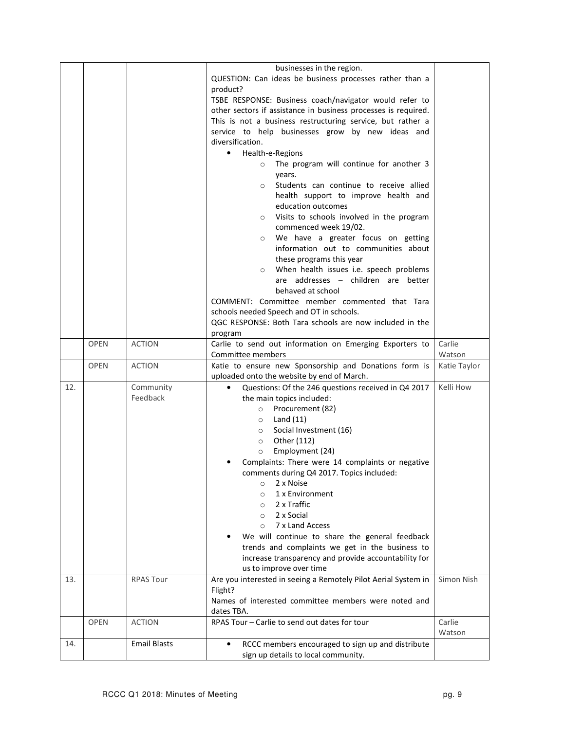| | | | | |
|---|---|---|---|---|
| | | | businesses in the region.<br>QUESTION: Can ideas be business processes rather than a product?<br>TSBE RESPONSE: Business coach/navigator would refer to other sectors if assistance in business processes is required. This is not a business restructuring service, but rather a service to help businesses grow by new ideas and diversification.<br>• Health-e-Regions<br>  ○ The program will continue for another 3 years.<br>  ○ Students can continue to receive allied health support to improve health and education outcomes<br>  ○ Visits to schools involved in the program commenced week 19/02.<br>  ○ We have a greater focus on getting information out to communities about these programs this year<br>  ○ When health issues i.e. speech problems are addresses – children are better behaved at school<br>COMMENT: Committee member commented that Tara schools needed Speech and OT in schools.<br>QGC RESPONSE: Both Tara schools are now included in the program | |
| | OPEN | ACTION | Carlie to send out information on Emerging Exporters to Committee members | Carlie Watson |
| | OPEN | ACTION | Katie to ensure new Sponsorship and Donations form is uploaded onto the website by end of March. | Katie Taylor |
| 12. | | Community Feedback | • Questions: Of the 246 questions received in Q4 2017 the main topics included:<br>  ○ Procurement (82)<br>  ○ Land (11)<br>  ○ Social Investment (16)<br>  ○ Other (112)<br>  ○ Employment (24)<br>• Complaints: There were 14 complaints or negative comments during Q4 2017. Topics included:<br>  ○ 2 x Noise<br>  ○ 1 x Environment<br>  ○ 2 x Traffic<br>  ○ 2 x Social<br>  ○ 7 x Land Access<br>• We will continue to share the general feedback trends and complaints we get in the business to increase transparency and provide accountability for us to improve over time | Kelli How |
| 13. | | RPAS Tour | Are you interested in seeing a Remotely Pilot Aerial System in Flight?<br>Names of interested committee members were noted and dates TBA. | Simon Nish |
| | OPEN | ACTION | RPAS Tour – Carlie to send out dates for tour | Carlie Watson |
| 14. | | Email Blasts | • RCCC members encouraged to sign up and distribute sign up details to local community. | |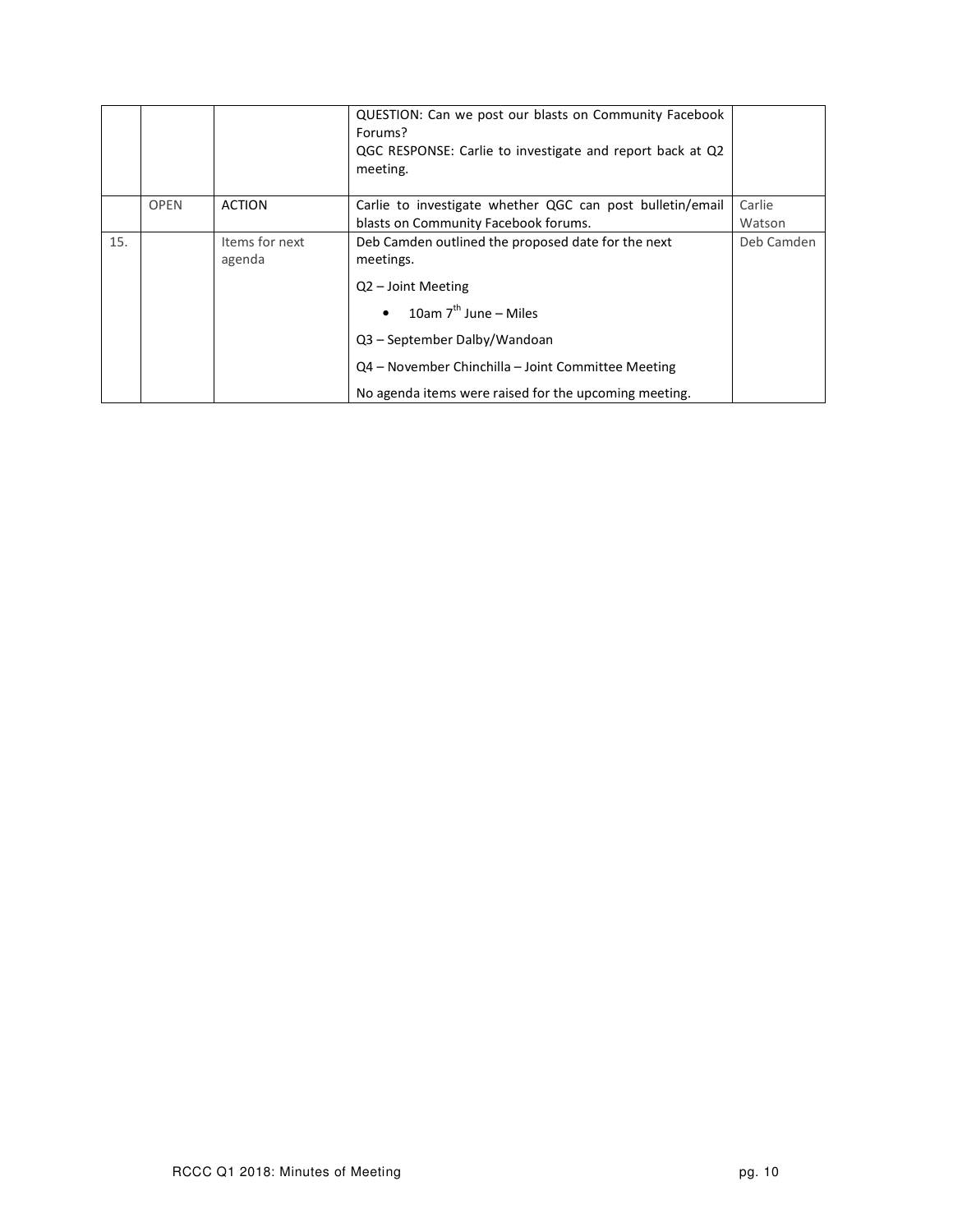| | | | | |
|---|---|---|---|---|
| | | | QUESTION: Can we post our blasts on Community Facebook Forums?<br>QGC RESPONSE: Carlie to investigate and report back at Q2 meeting. | |
| | OPEN | ACTION | Carlie to investigate whether QGC can post bulletin/email blasts on Community Facebook forums. | Carlie Watson |
| 15. | | Items for next agenda | Deb Camden outlined the proposed date for the next meetings.<br><br>Q2 – Joint Meeting<br><br>• 10am 7th June – Miles<br><br>Q3 – September Dalby/Wandoan<br><br>Q4 – November Chinchilla – Joint Committee Meeting<br><br>No agenda items were raised for the upcoming meeting. | Deb Camden |